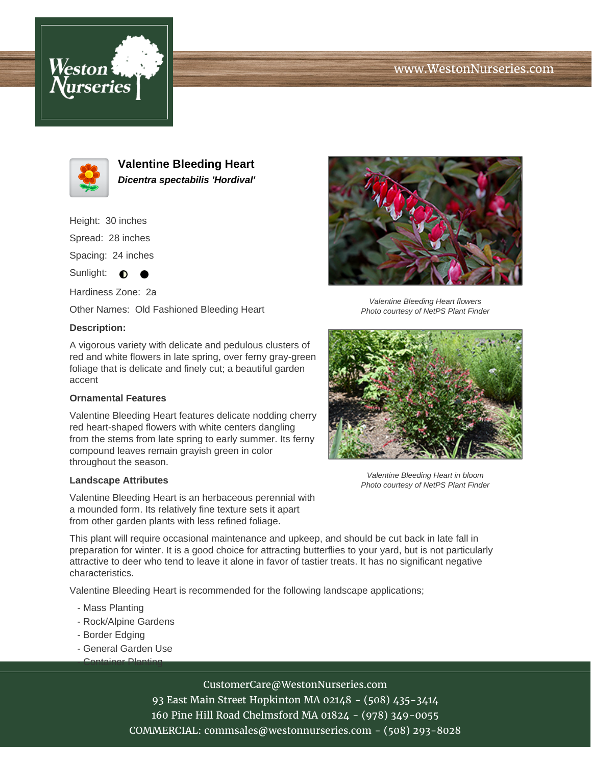# Valentine Bleeding Heart

***Dicentra spectabilis 'Hordival'***

Height: 30 inches

Spread: 28 inches

Spacing: 24 inches

Sunlight: ◐ ●

Hardiness Zone: 2a

Other Names: Old Fashioned Bleeding Heart

Valentine Bleeding Heart flowers
Photo courtesy of NetPS Plant Finder

Valentine Bleeding Heart in bloom
Photo courtesy of NetPS Plant Finder

### Description:

A vigorous variety with delicate and pedulous clusters of red and white flowers in late spring, over ferny gray-green foliage that is delicate and finely cut; a beautiful garden accent

### Ornamental Features

Valentine Bleeding Heart features delicate nodding cherry red heart-shaped flowers with white centers dangling from the stems from late spring to early summer. Its ferny compound leaves remain grayish green in color throughout the season.

### Landscape Attributes

Valentine Bleeding Heart is an herbaceous perennial with a mounded form. Its relatively fine texture sets it apart from other garden plants with less refined foliage.

This plant will require occasional maintenance and upkeep, and should be cut back in late fall in preparation for winter. It is a good choice for attracting butterflies to your yard, but is not particularly attractive to deer who tend to leave it alone in favor of tastier treats. It has no significant negative characteristics.

Valentine Bleeding Heart is recommended for the following landscape applications;

- Mass Planting
- Rock/Alpine Gardens
- Border Edging
- General Garden Use
- Container Planting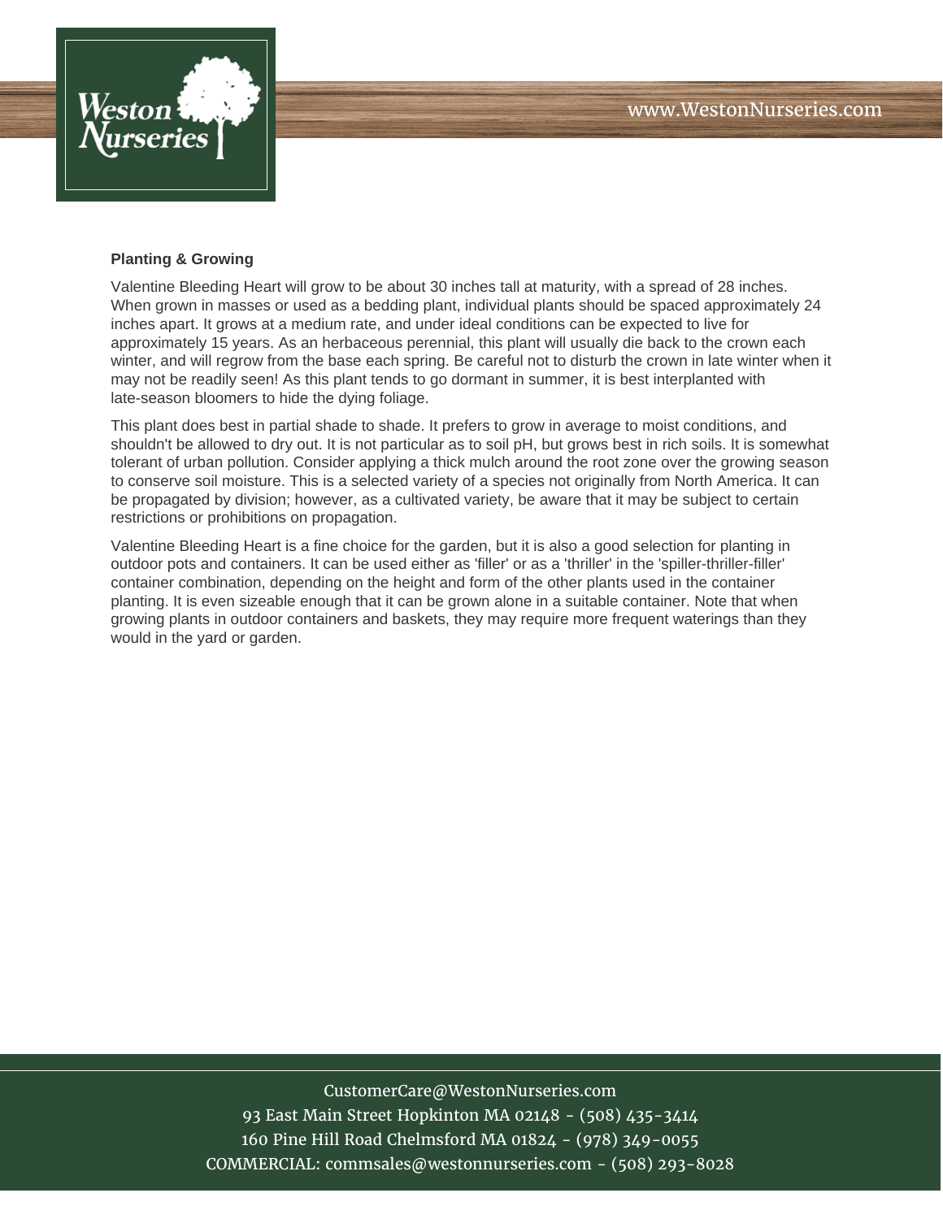**Planting & Growing**

Valentine Bleeding Heart will grow to be about 30 inches tall at maturity, with a spread of 28 inches. When grown in masses or used as a bedding plant, individual plants should be spaced approximately 24 inches apart. It grows at a medium rate, and under ideal conditions can be expected to live for approximately 15 years. As an herbaceous perennial, this plant will usually die back to the crown each winter, and will regrow from the base each spring. Be careful not to disturb the crown in late winter when it may not be readily seen! As this plant tends to go dormant in summer, it is best interplanted with late-season bloomers to hide the dying foliage.

This plant does best in partial shade to shade. It prefers to grow in average to moist conditions, and shouldn't be allowed to dry out. It is not particular as to soil pH, but grows best in rich soils. It is somewhat tolerant of urban pollution. Consider applying a thick mulch around the root zone over the growing season to conserve soil moisture. This is a selected variety of a species not originally from North America. It can be propagated by division; however, as a cultivated variety, be aware that it may be subject to certain restrictions or prohibitions on propagation.

Valentine Bleeding Heart is a fine choice for the garden, but it is also a good selection for planting in outdoor pots and containers. It can be used either as 'filler' or as a 'thriller' in the 'spiller-thriller-filler' container combination, depending on the height and form of the other plants used in the container planting. It is even sizeable enough that it can be grown alone in a suitable container. Note that when growing plants in outdoor containers and baskets, they may require more frequent waterings than they would in the yard or garden.